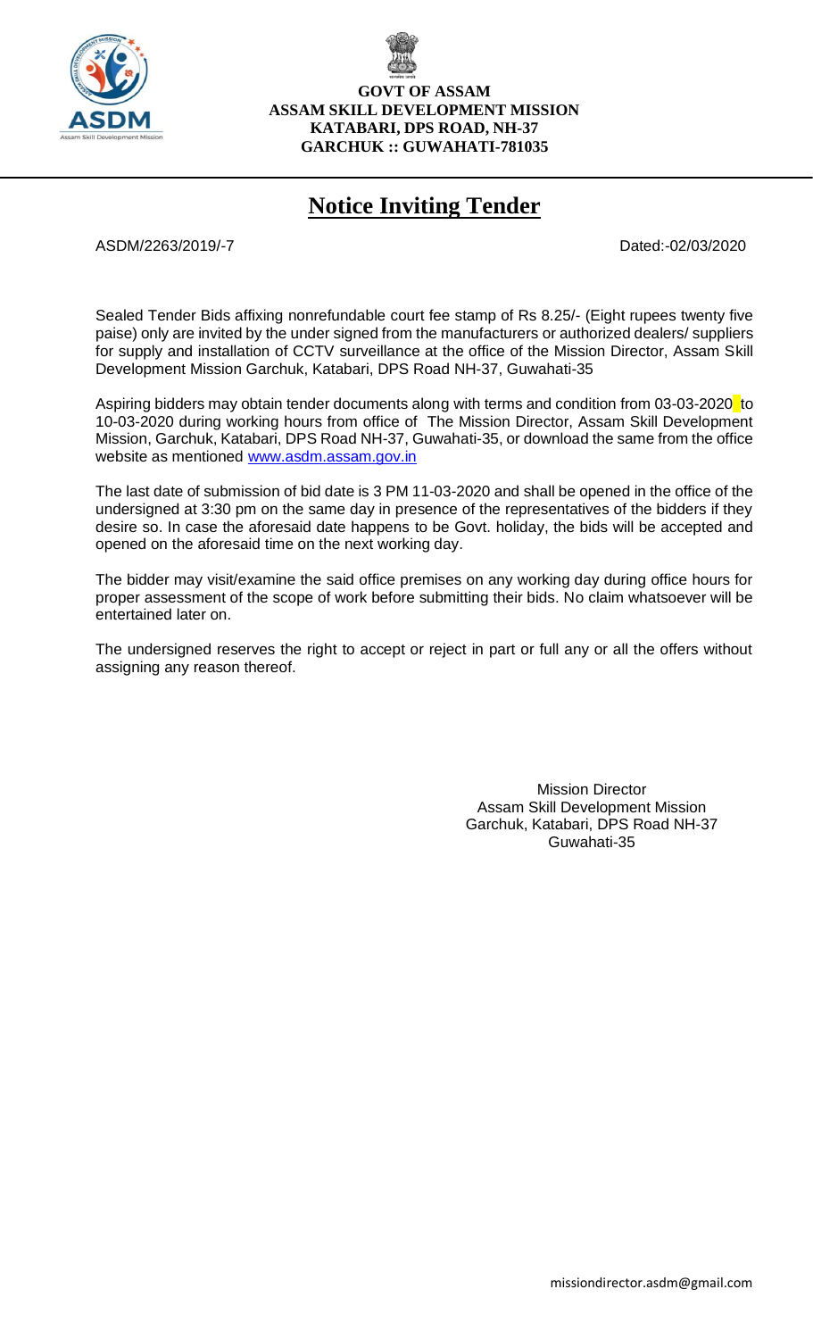**GOVT OF ASSAM**
**ASSAM SKILL DEVELOPMENT MISSION**
**KATABARI, DPS ROAD, NH-37**
**GARCHUK :: GUWAHATI-781035**

# Notice Inviting Tender

ASDM/2263/2019/-7 Dated:-02/03/2020

Sealed Tender Bids affixing nonrefundable court fee stamp of Rs 8.25/- (Eight rupees twenty five paise) only are invited by the under signed from the manufacturers or authorized dealers/ suppliers for supply and installation of CCTV surveillance at the office of the Mission Director, Assam Skill Development Mission Garchuk, Katabari, DPS Road NH-37, Guwahati-35

Aspiring bidders may obtain tender documents along with terms and condition from 03-03-2020 to 10-03-2020 during working hours from office of The Mission Director, Assam Skill Development Mission, Garchuk, Katabari, DPS Road NH-37, Guwahati-35, or download the same from the office website as mentioned www.asdm.assam.gov.in

The last date of submission of bid date is 3 PM 11-03-2020 and shall be opened in the office of the undersigned at 3:30 pm on the same day in presence of the representatives of the bidders if they desire so. In case the aforesaid date happens to be Govt. holiday, the bids will be accepted and opened on the aforesaid time on the next working day.

The bidder may visit/examine the said office premises on any working day during office hours for proper assessment of the scope of work before submitting their bids. No claim whatsoever will be entertained later on.

The undersigned reserves the right to accept or reject in part or full any or all the offers without assigning any reason thereof.

Mission Director
Assam Skill Development Mission
Garchuk, Katabari, DPS Road NH-37
Guwahati-35

missiondirector.asdm@gmail.com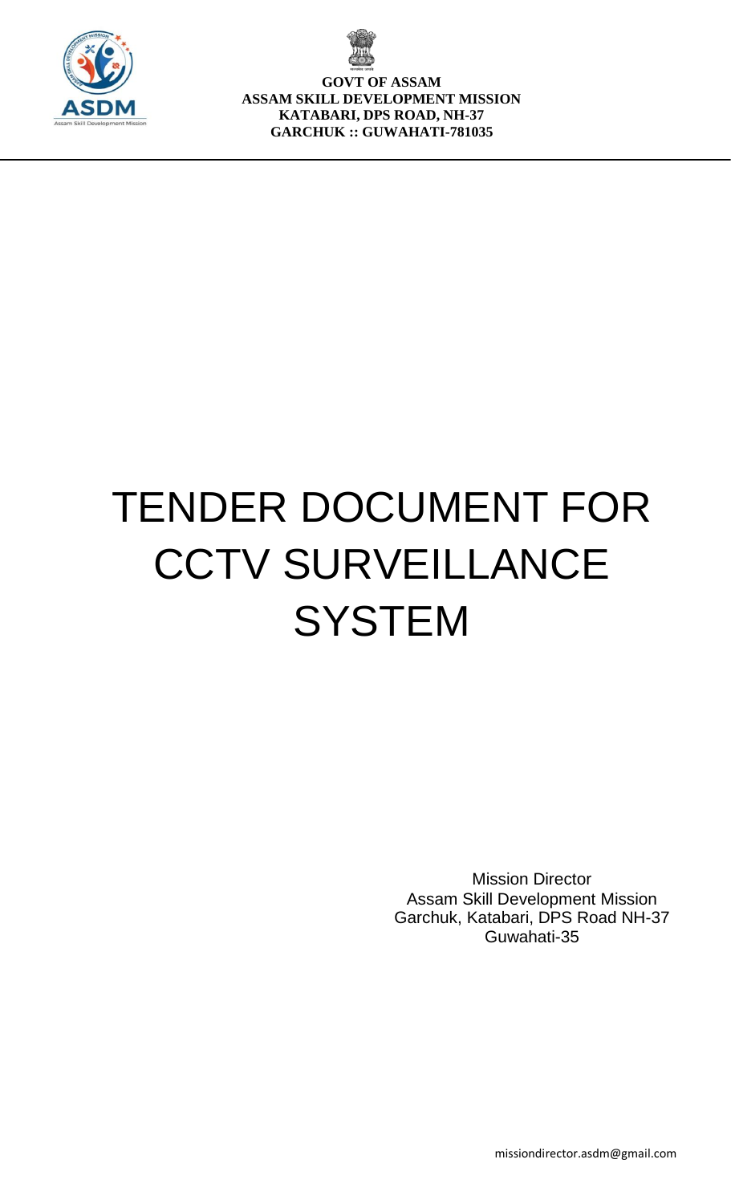**GOVT OF ASSAM**
**ASSAM SKILL DEVELOPMENT MISSION**
**KATABARI, DPS ROAD, NH-37**
**GARCHUK :: GUWAHATI-781035**

# TENDER DOCUMENT FOR CCTV SURVEILLANCE SYSTEM

Mission Director
Assam Skill Development Mission
Garchuk, Katabari, DPS Road NH-37
Guwahati-35

missiondirector.asdm@gmail.com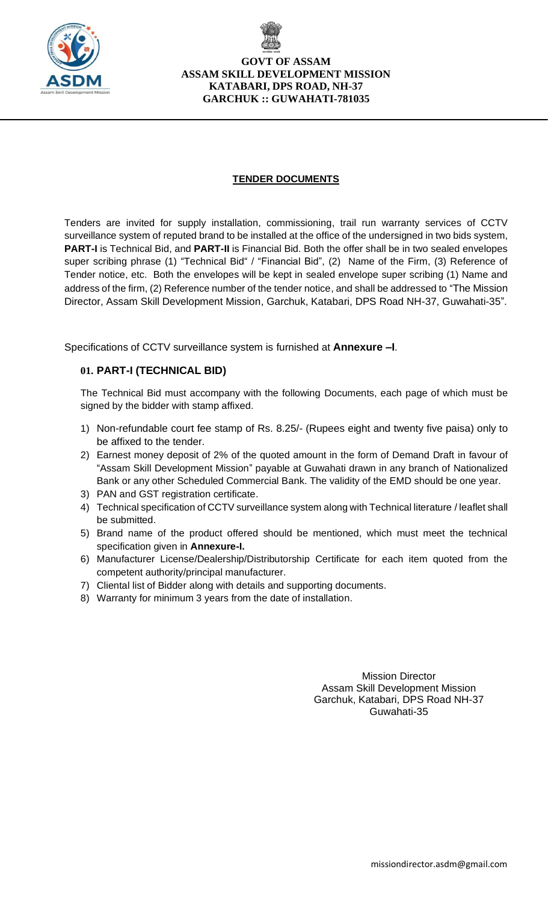**GOVT OF ASSAM**
**ASSAM SKILL DEVELOPMENT MISSION**
**KATABARI, DPS ROAD, NH-37**
**GARCHUK :: GUWAHATI-781035**

## TENDER DOCUMENTS

Tenders are invited for supply installation, commissioning, trail run warranty services of CCTV surveillance system of reputed brand to be installed at the office of the undersigned in two bids system, **PART-I** is Technical Bid, and **PART-II** is Financial Bid. Both the offer shall be in two sealed envelopes super scribing phrase (1) "Technical Bid" / "Financial Bid", (2) Name of the Firm, (3) Reference of Tender notice, etc. Both the envelopes will be kept in sealed envelope super scribing (1) Name and address of the firm, (2) Reference number of the tender notice, and shall be addressed to "The Mission Director, Assam Skill Development Mission, Garchuk, Katabari, DPS Road NH-37, Guwahati-35".

Specifications of CCTV surveillance system is furnished at **Annexure –I**.

### 01. PART-I (TECHNICAL BID)

The Technical Bid must accompany with the following Documents, each page of which must be signed by the bidder with stamp affixed.

1) Non-refundable court fee stamp of Rs. 8.25/- (Rupees eight and twenty five paisa) only to be affixed to the tender.
2) Earnest money deposit of 2% of the quoted amount in the form of Demand Draft in favour of "Assam Skill Development Mission" payable at Guwahati drawn in any branch of Nationalized Bank or any other Scheduled Commercial Bank. The validity of the EMD should be one year.
3) PAN and GST registration certificate.
4) Technical specification of CCTV surveillance system along with Technical literature / leaflet shall be submitted.
5) Brand name of the product offered should be mentioned, which must meet the technical specification given in **Annexure-I.**
6) Manufacturer License/Dealership/Distributorship Certificate for each item quoted from the competent authority/principal manufacturer.
7) Cliental list of Bidder along with details and supporting documents.
8) Warranty for minimum 3 years from the date of installation.

Mission Director
Assam Skill Development Mission
Garchuk, Katabari, DPS Road NH-37
Guwahati-35

missiondirector.asdm@gmail.com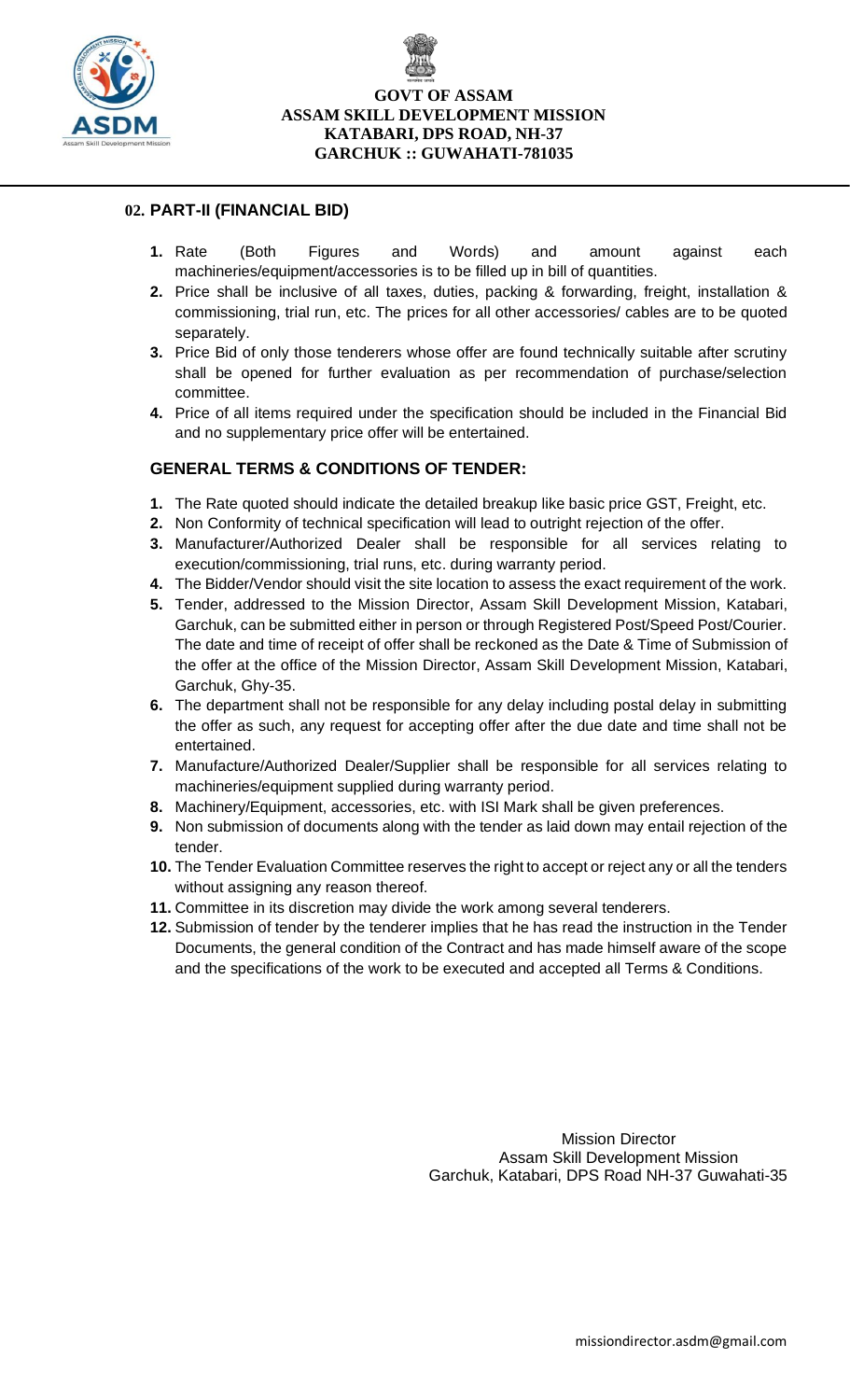**GOVT OF ASSAM**
**ASSAM SKILL DEVELOPMENT MISSION**
**KATABARI, DPS ROAD, NH-37**
**GARCHUK :: GUWAHATI-781035**

## 02. PART-II (FINANCIAL BID)

1. Rate (Both Figures and Words) and amount against each machineries/equipment/accessories is to be filled up in bill of quantities.
2. Price shall be inclusive of all taxes, duties, packing & forwarding, freight, installation & commissioning, trial run, etc. The prices for all other accessories/ cables are to be quoted separately.
3. Price Bid of only those tenderers whose offer are found technically suitable after scrutiny shall be opened for further evaluation as per recommendation of purchase/selection committee.
4. Price of all items required under the specification should be included in the Financial Bid and no supplementary price offer will be entertained.

## GENERAL TERMS & CONDITIONS OF TENDER:

1. The Rate quoted should indicate the detailed breakup like basic price GST, Freight, etc.
2. Non Conformity of technical specification will lead to outright rejection of the offer.
3. Manufacturer/Authorized Dealer shall be responsible for all services relating to execution/commissioning, trial runs, etc. during warranty period.
4. The Bidder/Vendor should visit the site location to assess the exact requirement of the work.
5. Tender, addressed to the Mission Director, Assam Skill Development Mission, Katabari, Garchuk, can be submitted either in person or through Registered Post/Speed Post/Courier. The date and time of receipt of offer shall be reckoned as the Date & Time of Submission of the offer at the office of the Mission Director, Assam Skill Development Mission, Katabari, Garchuk, Ghy-35.
6. The department shall not be responsible for any delay including postal delay in submitting the offer as such, any request for accepting offer after the due date and time shall not be entertained.
7. Manufacture/Authorized Dealer/Supplier shall be responsible for all services relating to machineries/equipment supplied during warranty period.
8. Machinery/Equipment, accessories, etc. with ISI Mark shall be given preferences.
9. Non submission of documents along with the tender as laid down may entail rejection of the tender.
10. The Tender Evaluation Committee reserves the right to accept or reject any or all the tenders without assigning any reason thereof.
11. Committee in its discretion may divide the work among several tenderers.
12. Submission of tender by the tenderer implies that he has read the instruction in the Tender Documents, the general condition of the Contract and has made himself aware of the scope and the specifications of the work to be executed and accepted all Terms & Conditions.

Mission Director
Assam Skill Development Mission
Garchuk, Katabari, DPS Road NH-37 Guwahati-35

missiondirector.asdm@gmail.com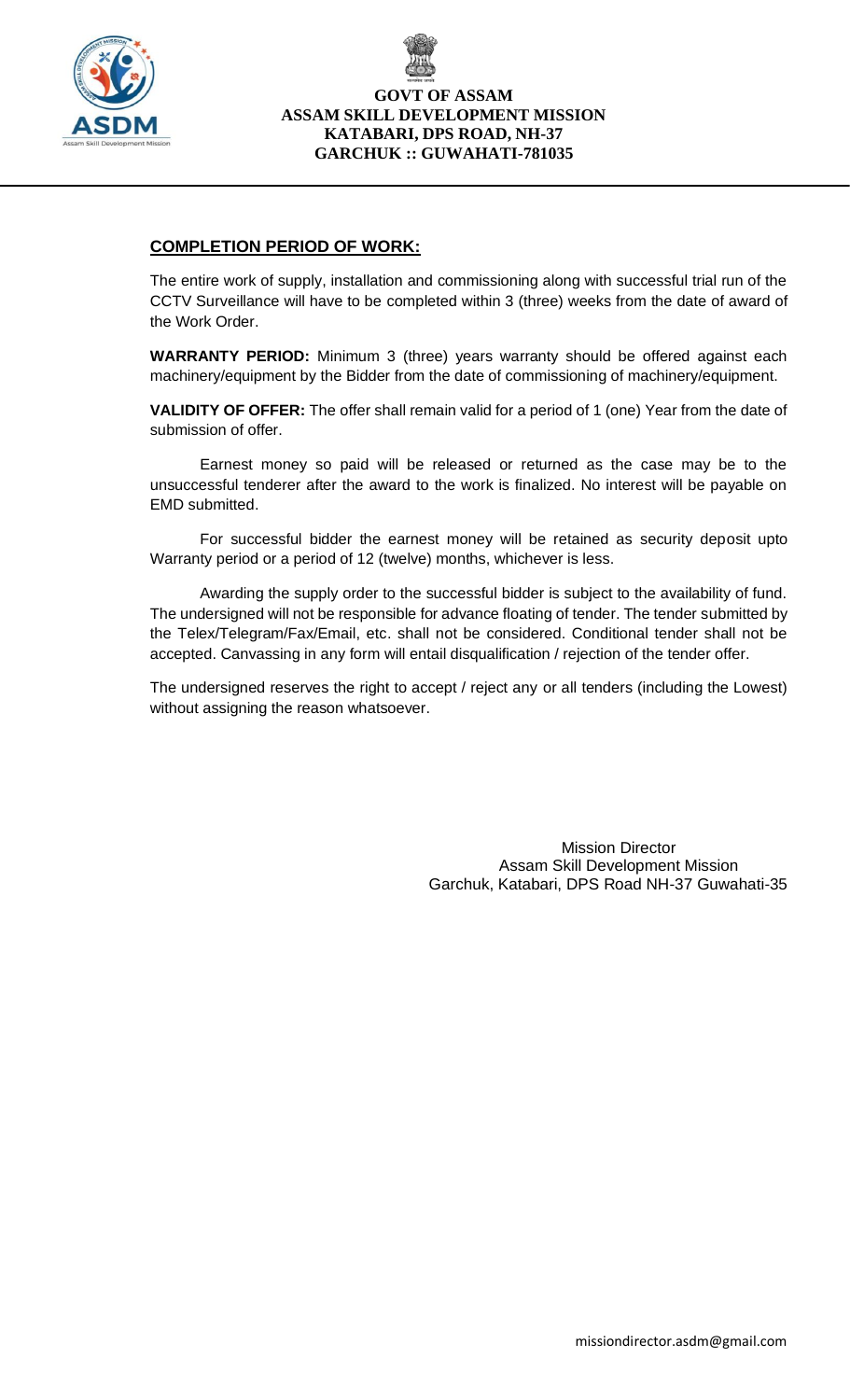**GOVT OF ASSAM**
**ASSAM SKILL DEVELOPMENT MISSION**
**KATABARI, DPS ROAD, NH-37**
**GARCHUK :: GUWAHATI-781035**

## COMPLETION PERIOD OF WORK:

The entire work of supply, installation and commissioning along with successful trial run of the CCTV Surveillance will have to be completed within 3 (three) weeks from the date of award of the Work Order.

**WARRANTY PERIOD:** Minimum 3 (three) years warranty should be offered against each machinery/equipment by the Bidder from the date of commissioning of machinery/equipment.

**VALIDITY OF OFFER:** The offer shall remain valid for a period of 1 (one) Year from the date of submission of offer.

Earnest money so paid will be released or returned as the case may be to the unsuccessful tenderer after the award to the work is finalized. No interest will be payable on EMD submitted.

For successful bidder the earnest money will be retained as security deposit upto Warranty period or a period of 12 (twelve) months, whichever is less.

Awarding the supply order to the successful bidder is subject to the availability of fund. The undersigned will not be responsible for advance floating of tender. The tender submitted by the Telex/Telegram/Fax/Email, etc. shall not be considered. Conditional tender shall not be accepted. Canvassing in any form will entail disqualification / rejection of the tender offer.

The undersigned reserves the right to accept / reject any or all tenders (including the Lowest) without assigning the reason whatsoever.

Mission Director
Assam Skill Development Mission
Garchuk, Katabari, DPS Road NH-37 Guwahati-35

missiondirector.asdm@gmail.com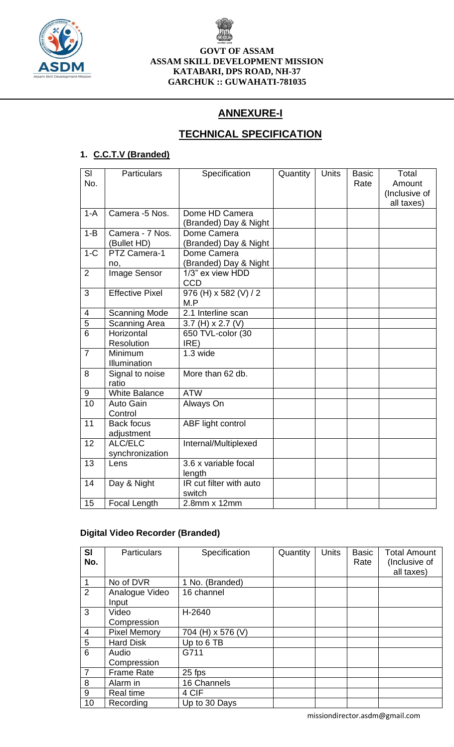**GOVT OF ASSAM**
**ASSAM SKILL DEVELOPMENT MISSION**
**KATABARI, DPS ROAD, NH-37**
**GARCHUK :: GUWAHATI-781035**

## ANNEXURE-I

## TECHNICAL SPECIFICATION

### 1. C.C.T.V (Branded)

| Sl No. | Particulars | Specification | Quantity | Units | Basic Rate | Total Amount (Inclusive of all taxes) |
|---|---|---|---|---|---|---|
| 1-A | Camera -5 Nos. | Dome HD Camera (Branded) Day & Night | | | | |
| 1-B | Camera - 7 Nos. (Bullet HD) | Dome Camera (Branded) Day & Night | | | | |
| 1-C | PTZ Camera-1 no, | Dome Camera (Branded) Day & Night | | | | |
| 2 | Image Sensor | 1/3" ex view HDD CCD | | | | |
| 3 | Effective Pixel | 976 (H) x 582 (V) / 2 M.P | | | | |
| 4 | Scanning Mode | 2.1 Interline scan | | | | |
| 5 | Scanning Area | 3.7 (H) x 2.7 (V) | | | | |
| 6 | Horizontal Resolution | 650 TVL-color (30 IRE) | | | | |
| 7 | Minimum Illumination | 1.3 wide | | | | |
| 8 | Signal to noise ratio | More than 62 db. | | | | |
| 9 | White Balance | ATW | | | | |
| 10 | Auto Gain Control | Always On | | | | |
| 11 | Back focus adjustment | ABF light control | | | | |
| 12 | ALC/ELC synchronization | Internal/Multiplexed | | | | |
| 13 | Lens | 3.6 x variable focal length | | | | |
| 14 | Day & Night | IR cut filter with auto switch | | | | |
| 15 | Focal Length | 2.8mm x 12mm | | | | |

**Digital Video Recorder (Branded)**

| Sl No. | Particulars | Specification | Quantity | Units | Basic Rate | Total Amount (Inclusive of all taxes) |
|---|---|---|---|---|---|---|
| 1 | No of DVR | 1 No. (Branded) | | | | |
| 2 | Analogue Video Input | 16 channel | | | | |
| 3 | Video Compression | H-2640 | | | | |
| 4 | Pixel Memory | 704 (H) x 576 (V) | | | | |
| 5 | Hard Disk | Up to 6 TB | | | | |
| 6 | Audio Compression | G711 | | | | |
| 7 | Frame Rate | 25 fps | | | | |
| 8 | Alarm in | 16 Channels | | | | |
| 9 | Real time | 4 CIF | | | | |
| 10 | Recording | Up to 30 Days | | | | |

missiondirector.asdm@gmail.com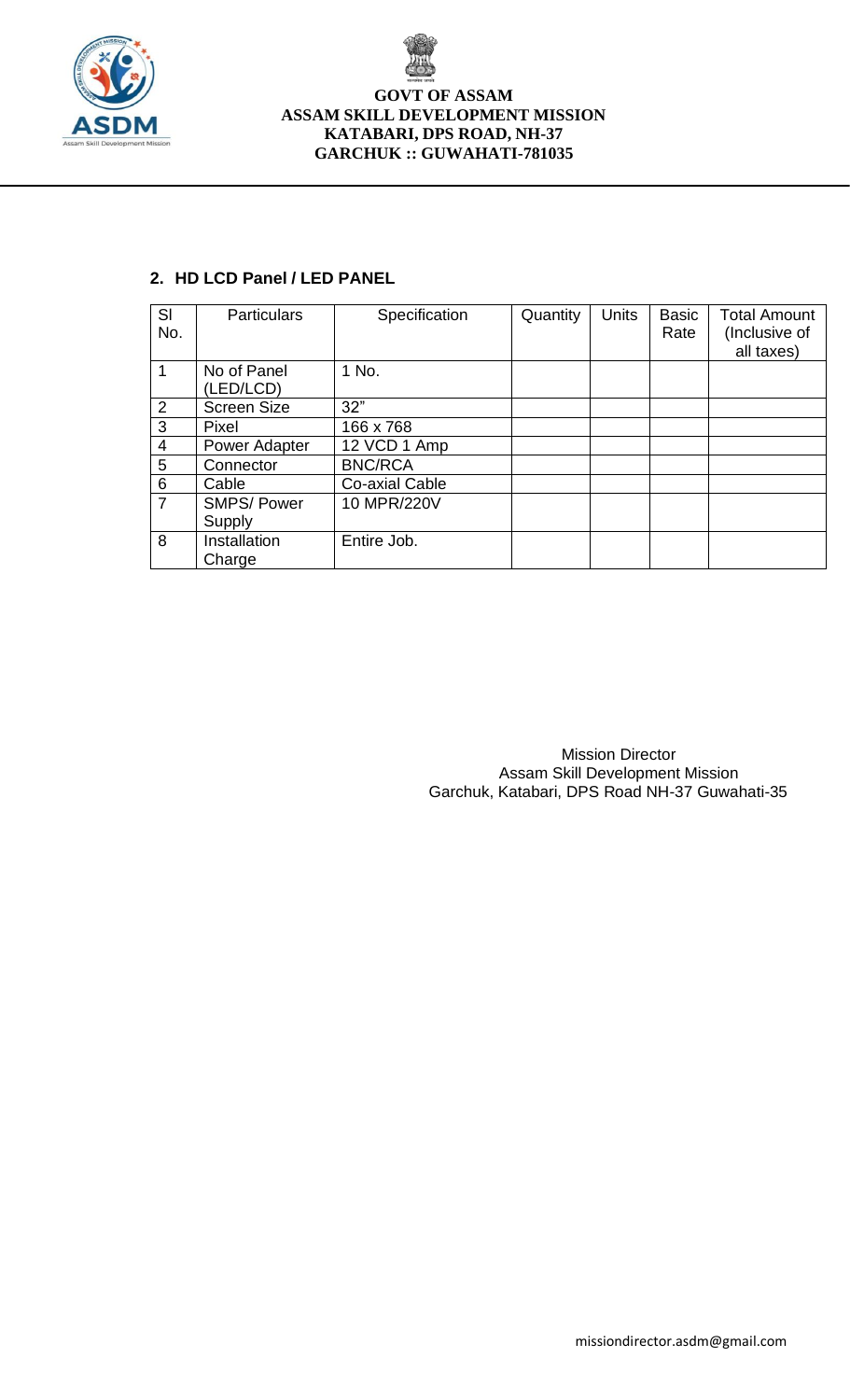**GOVT OF ASSAM**
**ASSAM SKILL DEVELOPMENT MISSION**
**KATABARI, DPS ROAD, NH-37**
**GARCHUK :: GUWAHATI-781035**

## 2. HD LCD Panel / LED PANEL

| Sl No. | Particulars | Specification | Quantity | Units | Basic Rate | Total Amount (Inclusive of all taxes) |
|---|---|---|---|---|---|---|
| 1 | No of Panel (LED/LCD) | 1 No. | | | | |
| 2 | Screen Size | 32" | | | | |
| 3 | Pixel | 166 x 768 | | | | |
| 4 | Power Adapter | 12 VCD 1 Amp | | | | |
| 5 | Connector | BNC/RCA | | | | |
| 6 | Cable | Co-axial Cable | | | | |
| 7 | SMPS/ Power Supply | 10 MPR/220V | | | | |
| 8 | Installation Charge | Entire Job. | | | | |

Mission Director
Assam Skill Development Mission
Garchuk, Katabari, DPS Road NH-37 Guwahati-35

missiondirector.asdm@gmail.com